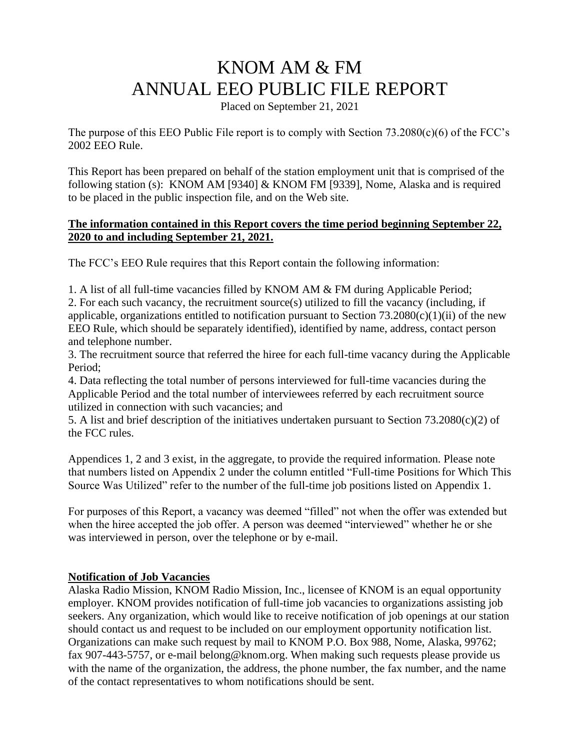# KNOM AM & FM
# ANNUAL EEO PUBLIC FILE REPORT

Placed on September 21, 2021

The purpose of this EEO Public File report is to comply with Section 73.2080(c)(6) of the FCC's 2002 EEO Rule.

This Report has been prepared on behalf of the station employment unit that is comprised of the following station (s): KNOM AM [9340] & KNOM FM [9339], Nome, Alaska and is required to be placed in the public inspection file, and on the Web site.

**The information contained in this Report covers the time period beginning September 22, 2020 to and including September 21, 2021.**

The FCC's EEO Rule requires that this Report contain the following information:

1. A list of all full-time vacancies filled by KNOM AM & FM during Applicable Period;
2. For each such vacancy, the recruitment source(s) utilized to fill the vacancy (including, if applicable, organizations entitled to notification pursuant to Section 73.2080(c)(1)(ii) of the new EEO Rule, which should be separately identified), identified by name, address, contact person and telephone number.
3. The recruitment source that referred the hiree for each full-time vacancy during the Applicable Period;
4. Data reflecting the total number of persons interviewed for full-time vacancies during the Applicable Period and the total number of interviewees referred by each recruitment source utilized in connection with such vacancies; and
5. A list and brief description of the initiatives undertaken pursuant to Section 73.2080(c)(2) of the FCC rules.

Appendices 1, 2 and 3 exist, in the aggregate, to provide the required information. Please note that numbers listed on Appendix 2 under the column entitled "Full-time Positions for Which This Source Was Utilized" refer to the number of the full-time job positions listed on Appendix 1.

For purposes of this Report, a vacancy was deemed "filled" not when the offer was extended but when the hiree accepted the job offer. A person was deemed "interviewed" whether he or she was interviewed in person, over the telephone or by e-mail.

## Notification of Job Vacancies

Alaska Radio Mission, KNOM Radio Mission, Inc., licensee of KNOM is an equal opportunity employer. KNOM provides notification of full-time job vacancies to organizations assisting job seekers. Any organization, which would like to receive notification of job openings at our station should contact us and request to be included on our employment opportunity notification list. Organizations can make such request by mail to KNOM P.O. Box 988, Nome, Alaska, 99762; fax 907-443-5757, or e-mail belong@knom.org. When making such requests please provide us with the name of the organization, the address, the phone number, the fax number, and the name of the contact representatives to whom notifications should be sent.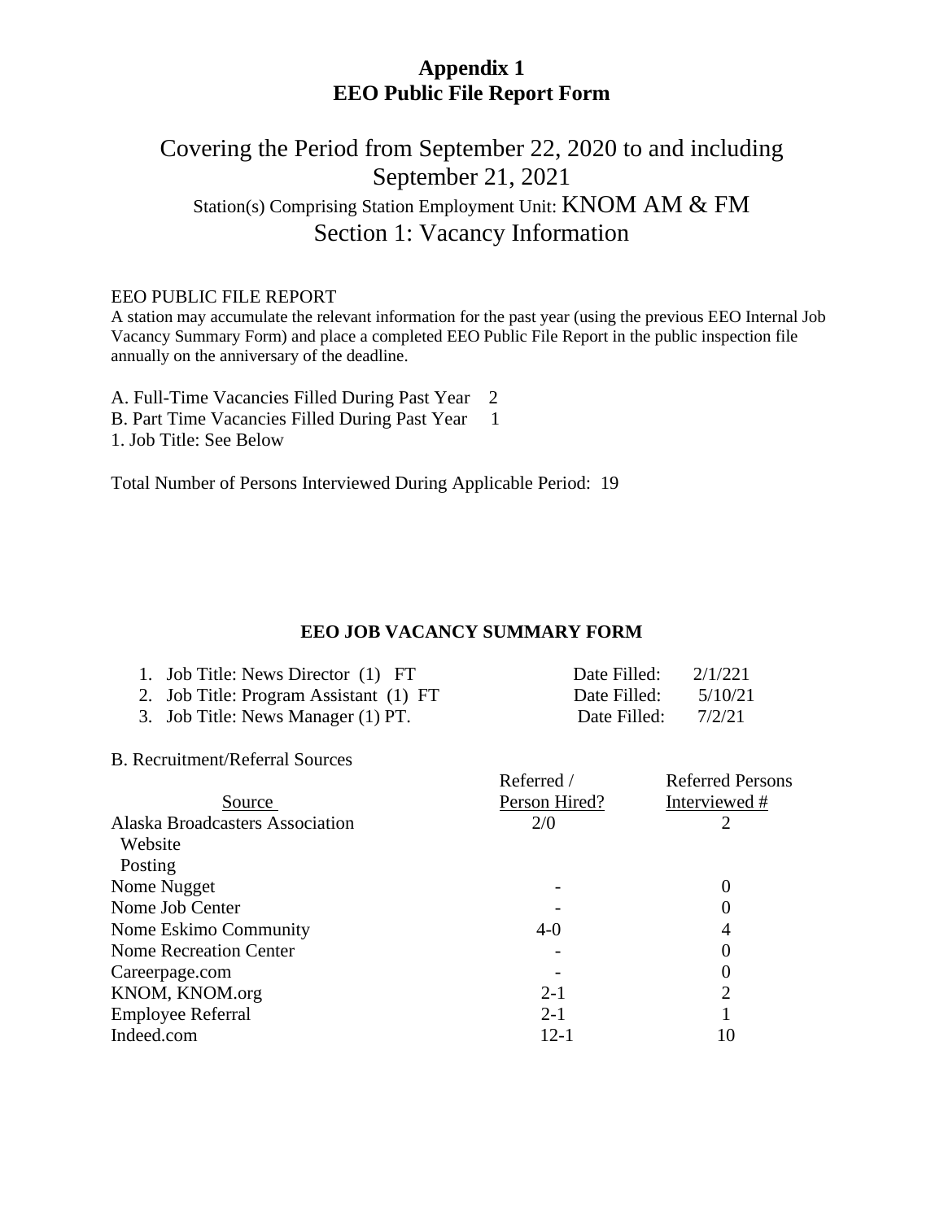# Appendix 1
# EEO Public File Report Form

## Covering the Period from September 22, 2020 to and including September 21, 2021

Station(s) Comprising Station Employment Unit: KNOM AM & FM

## Section 1: Vacancy Information

EEO PUBLIC FILE REPORT

A station may accumulate the relevant information for the past year (using the previous EEO Internal Job Vacancy Summary Form) and place a completed EEO Public File Report in the public inspection file annually on the anniversary of the deadline.

A. Full-Time Vacancies Filled During Past Year 2

B. Part Time Vacancies Filled During Past Year 1

1. Job Title: See Below

Total Number of Persons Interviewed During Applicable Period: 19

### EEO JOB VACANCY SUMMARY FORM

1. Job Title: News Director (1) FT — Date Filled: 2/1/221
2. Job Title: Program Assistant (1) FT — Date Filled: 5/10/21
3. Job Title: News Manager (1) PT. — Date Filled: 7/2/21

B. Recruitment/Referral Sources

| Source | Referred / Person Hired? | Referred Persons Interviewed # |
|---|---|---|
| Alaska Broadcasters Association Website Posting | 2/0 | 2 |
| Nome Nugget | - | 0 |
| Nome Job Center | - | 0 |
| Nome Eskimo Community | 4-0 | 4 |
| Nome Recreation Center | - | 0 |
| Careerpage.com | - | 0 |
| KNOM, KNOM.org | 2-1 | 2 |
| Employee Referral | 2-1 | 1 |
| Indeed.com | 12-1 | 10 |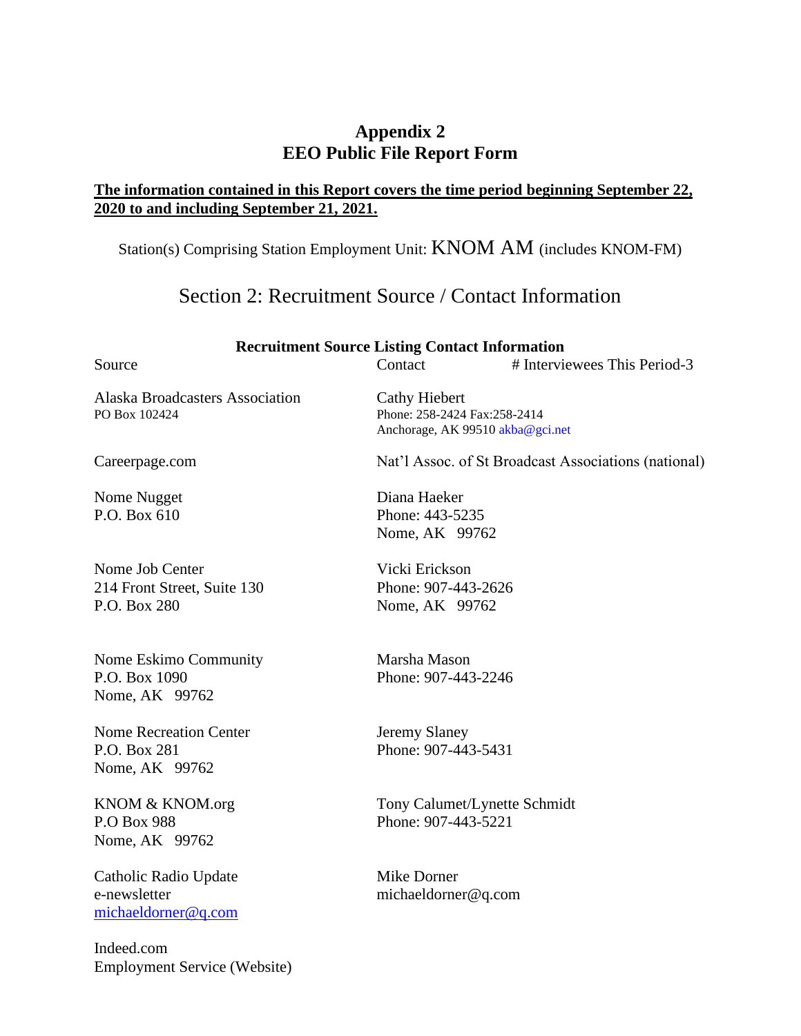# Appendix 2
# EEO Public File Report Form

**<u>The information contained in this Report covers the time period beginning September 22, 2020 to and including September 21, 2021.</u>**

Station(s) Comprising Station Employment Unit: KNOM AM (includes KNOM-FM)

## Section 2: Recruitment Source / Contact Information

**Recruitment Source Listing Contact Information**

| Source | Contact | # Interviewees This Period-3 |
|---|---|---|
| Alaska Broadcasters Association<br>PO Box 102424 | Cathy Hiebert<br>Phone: 258-2424 Fax:258-2414<br>Anchorage, AK 99510 akba@gci.net | |
| Careerpage.com | Nat'l Assoc. of St Broadcast Associations (national) | |
| Nome Nugget<br>P.O. Box 610 | Diana Haeker<br>Phone: 443-5235<br>Nome, AK 99762 | |
| Nome Job Center<br>214 Front Street, Suite 130<br>P.O. Box 280 | Vicki Erickson<br>Phone: 907-443-2626<br>Nome, AK 99762 | |
| Nome Eskimo Community<br>P.O. Box 1090<br>Nome, AK 99762 | Marsha Mason<br>Phone: 907-443-2246 | |
| Nome Recreation Center<br>P.O. Box 281<br>Nome, AK 99762 | Jeremy Slaney<br>Phone: 907-443-5431 | |
| KNOM & KNOM.org<br>P.O Box 988<br>Nome, AK 99762 | Tony Calumet/Lynette Schmidt<br>Phone: 907-443-5221 | |
| Catholic Radio Update<br>e-newsletter<br>michaeldorner@q.com | Mike Dorner<br>michaeldorner@q.com | |
| Indeed.com<br>Employment Service (Website) | | |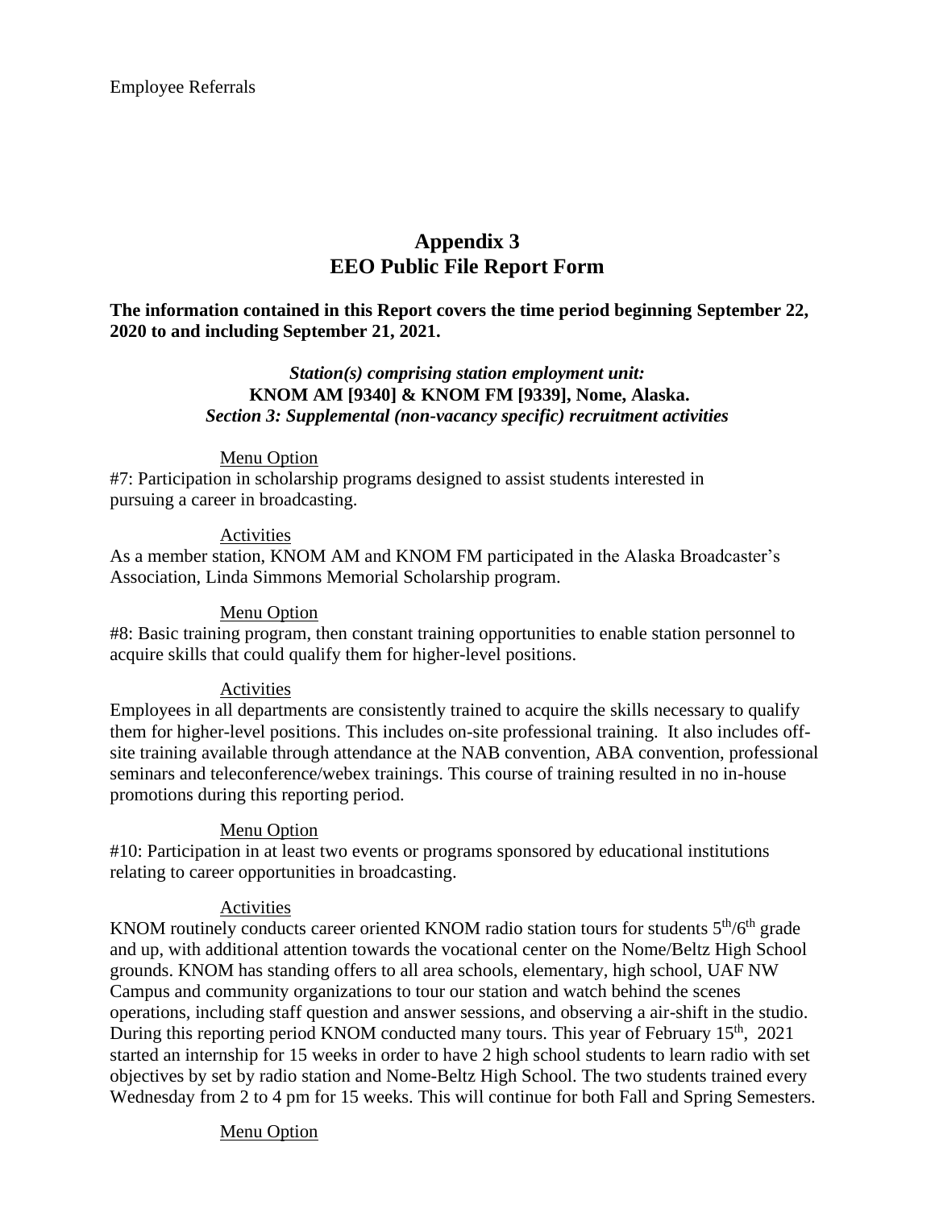Employee Referrals

## Appendix 3
## EEO Public File Report Form

**The information contained in this Report covers the time period beginning September 22, 2020 to and including September 21, 2021.**

***Station(s) comprising station employment unit:***
**KNOM AM [9340] & KNOM FM [9339], Nome, Alaska.**
***Section 3: Supplemental (non-vacancy specific) recruitment activities***

Menu Option

#7: Participation in scholarship programs designed to assist students interested in pursuing a career in broadcasting.

Activities

As a member station, KNOM AM and KNOM FM participated in the Alaska Broadcaster's Association, Linda Simmons Memorial Scholarship program.

Menu Option

#8: Basic training program, then constant training opportunities to enable station personnel to acquire skills that could qualify them for higher-level positions.

Activities

Employees in all departments are consistently trained to acquire the skills necessary to qualify them for higher-level positions. This includes on-site professional training. It also includes off-site training available through attendance at the NAB convention, ABA convention, professional seminars and teleconference/webex trainings. This course of training resulted in no in-house promotions during this reporting period.

Menu Option

#10: Participation in at least two events or programs sponsored by educational institutions relating to career opportunities in broadcasting.

Activities

KNOM routinely conducts career oriented KNOM radio station tours for students 5th/6th grade and up, with additional attention towards the vocational center on the Nome/Beltz High School grounds. KNOM has standing offers to all area schools, elementary, high school, UAF NW Campus and community organizations to tour our station and watch behind the scenes operations, including staff question and answer sessions, and observing a air-shift in the studio. During this reporting period KNOM conducted many tours. This year of February 15th, 2021 started an internship for 15 weeks in order to have 2 high school students to learn radio with set objectives by set by radio station and Nome-Beltz High School. The two students trained every Wednesday from 2 to 4 pm for 15 weeks. This will continue for both Fall and Spring Semesters.

Menu Option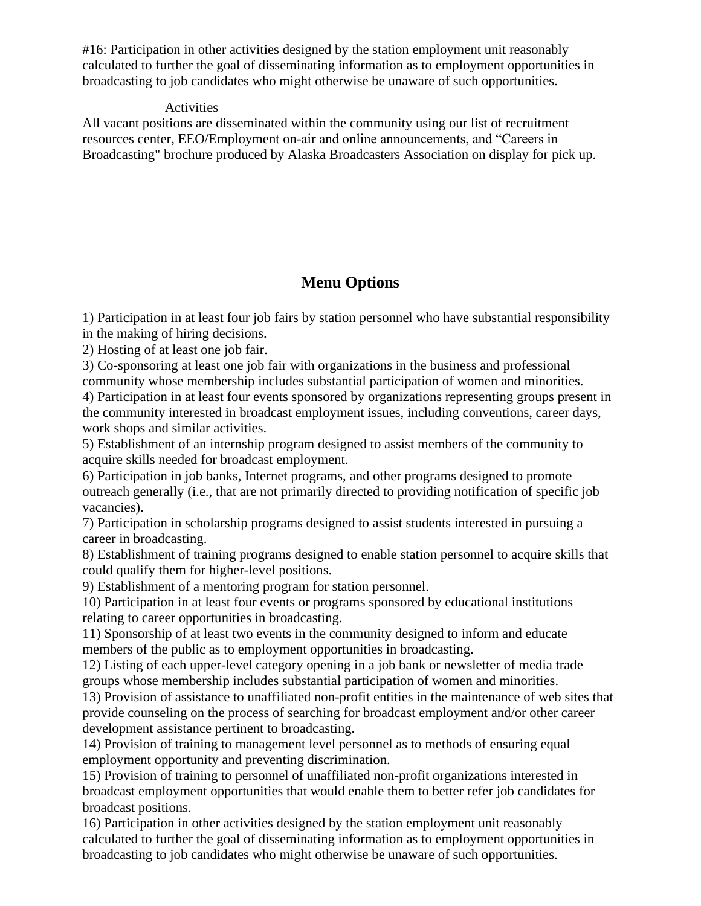#16: Participation in other activities designed by the station employment unit reasonably calculated to further the goal of disseminating information as to employment opportunities in broadcasting to job candidates who might otherwise be unaware of such opportunities.

Activities

All vacant positions are disseminated within the community using our list of recruitment resources center, EEO/Employment on-air and online announcements, and "Careers in Broadcasting" brochure produced by Alaska Broadcasters Association on display for pick up.

## Menu Options

1) Participation in at least four job fairs by station personnel who have substantial responsibility in the making of hiring decisions.
2) Hosting of at least one job fair.
3) Co-sponsoring at least one job fair with organizations in the business and professional community whose membership includes substantial participation of women and minorities.
4) Participation in at least four events sponsored by organizations representing groups present in the community interested in broadcast employment issues, including conventions, career days, work shops and similar activities.
5) Establishment of an internship program designed to assist members of the community to acquire skills needed for broadcast employment.
6) Participation in job banks, Internet programs, and other programs designed to promote outreach generally (i.e., that are not primarily directed to providing notification of specific job vacancies).
7) Participation in scholarship programs designed to assist students interested in pursuing a career in broadcasting.
8) Establishment of training programs designed to enable station personnel to acquire skills that could qualify them for higher-level positions.
9) Establishment of a mentoring program for station personnel.
10) Participation in at least four events or programs sponsored by educational institutions relating to career opportunities in broadcasting.
11) Sponsorship of at least two events in the community designed to inform and educate members of the public as to employment opportunities in broadcasting.
12) Listing of each upper-level category opening in a job bank or newsletter of media trade groups whose membership includes substantial participation of women and minorities.
13) Provision of assistance to unaffiliated non-profit entities in the maintenance of web sites that provide counseling on the process of searching for broadcast employment and/or other career development assistance pertinent to broadcasting.
14) Provision of training to management level personnel as to methods of ensuring equal employment opportunity and preventing discrimination.
15) Provision of training to personnel of unaffiliated non-profit organizations interested in broadcast employment opportunities that would enable them to better refer job candidates for broadcast positions.
16) Participation in other activities designed by the station employment unit reasonably calculated to further the goal of disseminating information as to employment opportunities in broadcasting to job candidates who might otherwise be unaware of such opportunities.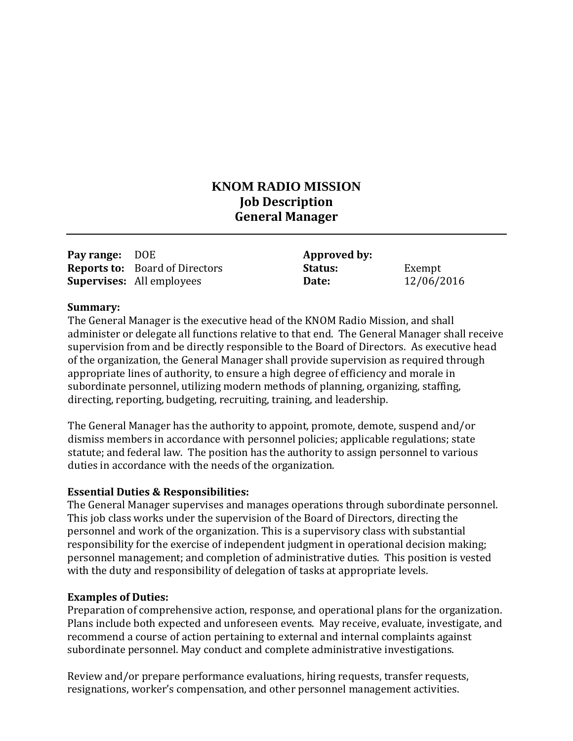# KNOM RADIO MISSION
## Job Description
## General Manager

---

| | | | |
|---|---|---|---|
| **Pay range:** | DOE | **Approved by:** | |
| **Reports to:** | Board of Directors | **Status:** | Exempt |
| **Supervises:** | All employees | **Date:** | 12/06/2016 |

**Summary:**
The General Manager is the executive head of the KNOM Radio Mission, and shall administer or delegate all functions relative to that end. The General Manager shall receive supervision from and be directly responsible to the Board of Directors. As executive head of the organization, the General Manager shall provide supervision as required through appropriate lines of authority, to ensure a high degree of efficiency and morale in subordinate personnel, utilizing modern methods of planning, organizing, staffing, directing, reporting, budgeting, recruiting, training, and leadership.

The General Manager has the authority to appoint, promote, demote, suspend and/or dismiss members in accordance with personnel policies; applicable regulations; state statute; and federal law. The position has the authority to assign personnel to various duties in accordance with the needs of the organization.

**Essential Duties & Responsibilities:**
The General Manager supervises and manages operations through subordinate personnel. This job class works under the supervision of the Board of Directors, directing the personnel and work of the organization. This is a supervisory class with substantial responsibility for the exercise of independent judgment in operational decision making; personnel management; and completion of administrative duties. This position is vested with the duty and responsibility of delegation of tasks at appropriate levels.

**Examples of Duties:**
Preparation of comprehensive action, response, and operational plans for the organization. Plans include both expected and unforeseen events. May receive, evaluate, investigate, and recommend a course of action pertaining to external and internal complaints against subordinate personnel. May conduct and complete administrative investigations.

Review and/or prepare performance evaluations, hiring requests, transfer requests, resignations, worker's compensation, and other personnel management activities.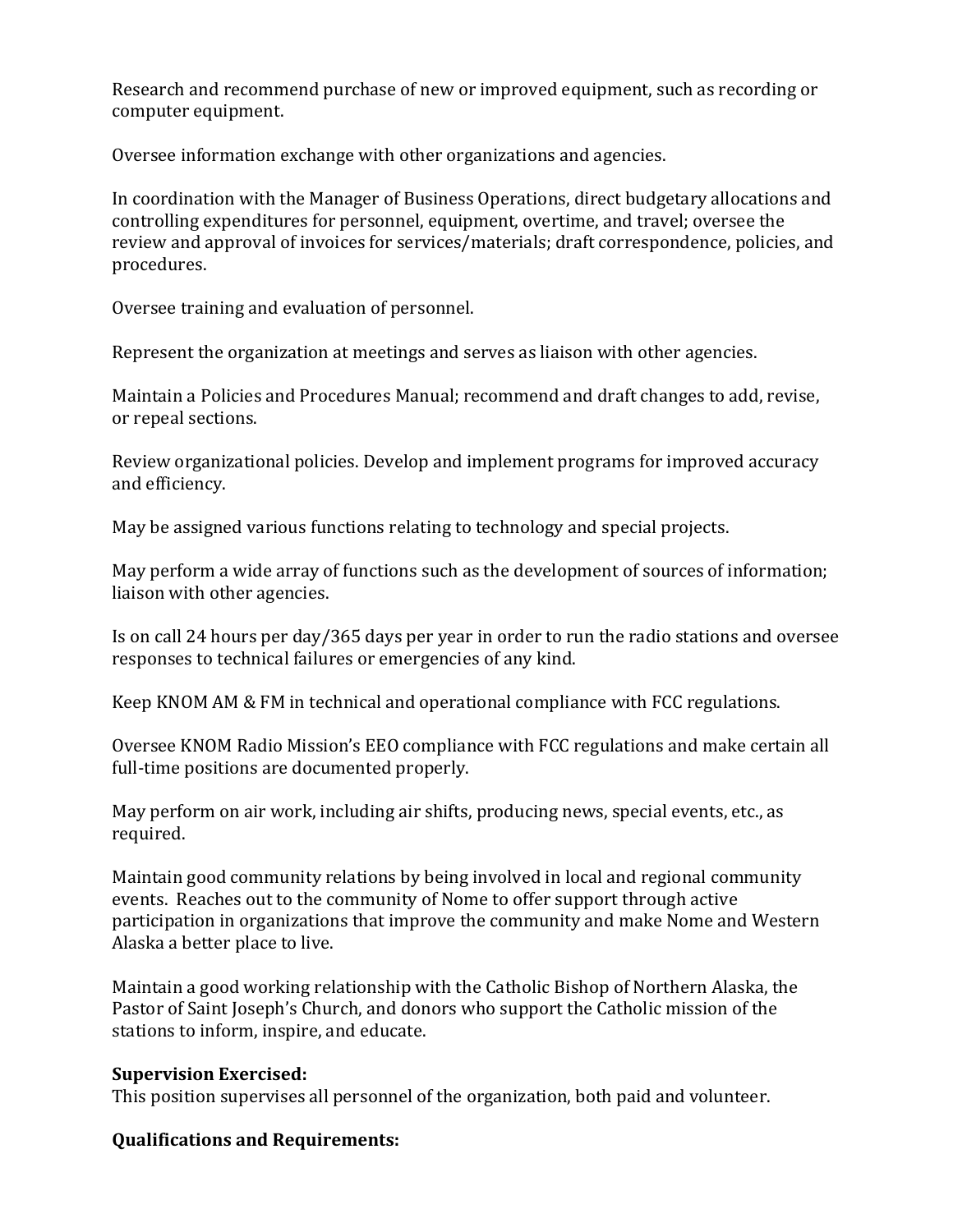Research and recommend purchase of new or improved equipment, such as recording or computer equipment.

Oversee information exchange with other organizations and agencies.

In coordination with the Manager of Business Operations, direct budgetary allocations and controlling expenditures for personnel, equipment, overtime, and travel; oversee the review and approval of invoices for services/materials; draft correspondence, policies, and procedures.

Oversee training and evaluation of personnel.

Represent the organization at meetings and serves as liaison with other agencies.

Maintain a Policies and Procedures Manual; recommend and draft changes to add, revise, or repeal sections.

Review organizational policies. Develop and implement programs for improved accuracy and efficiency.

May be assigned various functions relating to technology and special projects.

May perform a wide array of functions such as the development of sources of information; liaison with other agencies.

Is on call 24 hours per day/365 days per year in order to run the radio stations and oversee responses to technical failures or emergencies of any kind.

Keep KNOM AM & FM in technical and operational compliance with FCC regulations.

Oversee KNOM Radio Mission's EEO compliance with FCC regulations and make certain all full-time positions are documented properly.

May perform on air work, including air shifts, producing news, special events, etc., as required.

Maintain good community relations by being involved in local and regional community events. Reaches out to the community of Nome to offer support through active participation in organizations that improve the community and make Nome and Western Alaska a better place to live.

Maintain a good working relationship with the Catholic Bishop of Northern Alaska, the Pastor of Saint Joseph's Church, and donors who support the Catholic mission of the stations to inform, inspire, and educate.

**Supervision Exercised:**
This position supervises all personnel of the organization, both paid and volunteer.

**Qualifications and Requirements:**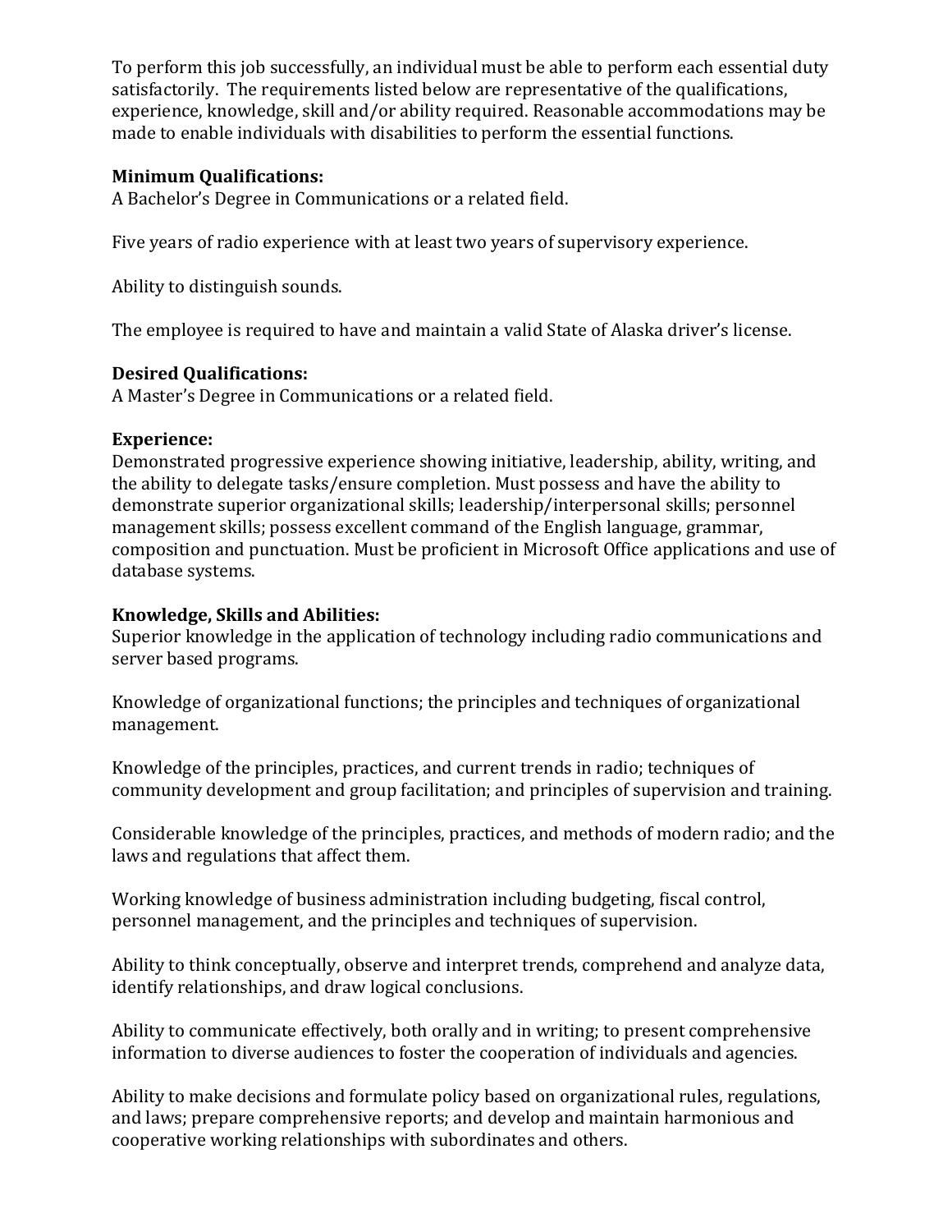To perform this job successfully, an individual must be able to perform each essential duty satisfactorily. The requirements listed below are representative of the qualifications, experience, knowledge, skill and/or ability required. Reasonable accommodations may be made to enable individuals with disabilities to perform the essential functions.

**Minimum Qualifications:**
A Bachelor's Degree in Communications or a related field.

Five years of radio experience with at least two years of supervisory experience.

Ability to distinguish sounds.

The employee is required to have and maintain a valid State of Alaska driver's license.

**Desired Qualifications:**
A Master's Degree in Communications or a related field.

**Experience:**
Demonstrated progressive experience showing initiative, leadership, ability, writing, and the ability to delegate tasks/ensure completion. Must possess and have the ability to demonstrate superior organizational skills; leadership/interpersonal skills; personnel management skills; possess excellent command of the English language, grammar, composition and punctuation. Must be proficient in Microsoft Office applications and use of database systems.

**Knowledge, Skills and Abilities:**
Superior knowledge in the application of technology including radio communications and server based programs.

Knowledge of organizational functions; the principles and techniques of organizational management.

Knowledge of the principles, practices, and current trends in radio; techniques of community development and group facilitation; and principles of supervision and training.

Considerable knowledge of the principles, practices, and methods of modern radio; and the laws and regulations that affect them.

Working knowledge of business administration including budgeting, fiscal control, personnel management, and the principles and techniques of supervision.

Ability to think conceptually, observe and interpret trends, comprehend and analyze data, identify relationships, and draw logical conclusions.

Ability to communicate effectively, both orally and in writing; to present comprehensive information to diverse audiences to foster the cooperation of individuals and agencies.

Ability to make decisions and formulate policy based on organizational rules, regulations, and laws; prepare comprehensive reports; and develop and maintain harmonious and cooperative working relationships with subordinates and others.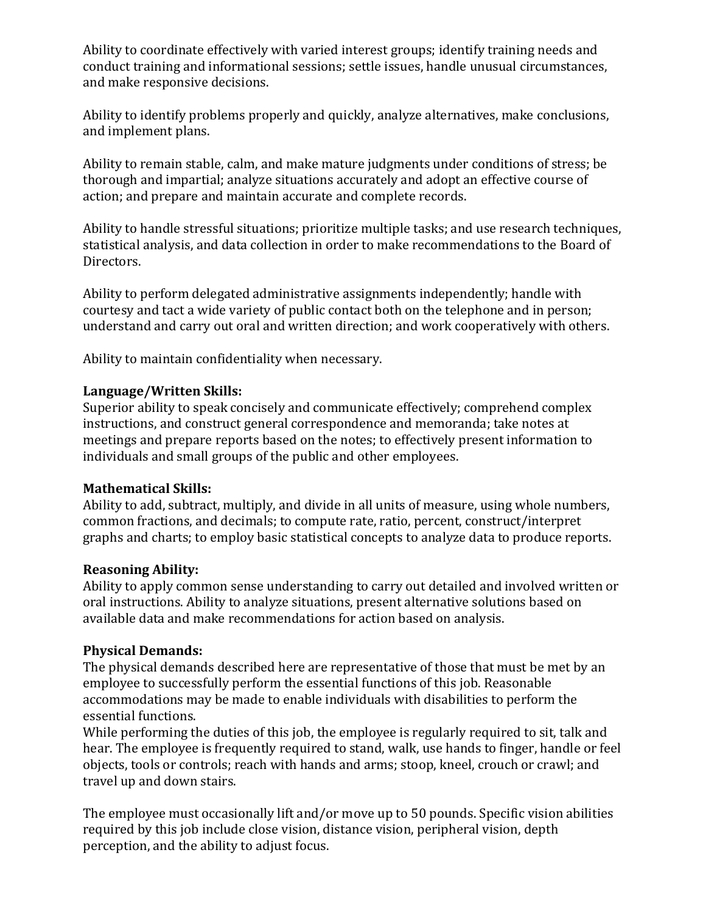Ability to coordinate effectively with varied interest groups; identify training needs and conduct training and informational sessions; settle issues, handle unusual circumstances, and make responsive decisions.

Ability to identify problems properly and quickly, analyze alternatives, make conclusions, and implement plans.

Ability to remain stable, calm, and make mature judgments under conditions of stress; be thorough and impartial; analyze situations accurately and adopt an effective course of action; and prepare and maintain accurate and complete records.

Ability to handle stressful situations; prioritize multiple tasks; and use research techniques, statistical analysis, and data collection in order to make recommendations to the Board of Directors.

Ability to perform delegated administrative assignments independently; handle with courtesy and tact a wide variety of public contact both on the telephone and in person; understand and carry out oral and written direction; and work cooperatively with others.

Ability to maintain confidentiality when necessary.

**Language/Written Skills:**
Superior ability to speak concisely and communicate effectively; comprehend complex instructions, and construct general correspondence and memoranda; take notes at meetings and prepare reports based on the notes; to effectively present information to individuals and small groups of the public and other employees.

**Mathematical Skills:**
Ability to add, subtract, multiply, and divide in all units of measure, using whole numbers, common fractions, and decimals; to compute rate, ratio, percent, construct/interpret graphs and charts; to employ basic statistical concepts to analyze data to produce reports.

**Reasoning Ability:**
Ability to apply common sense understanding to carry out detailed and involved written or oral instructions. Ability to analyze situations, present alternative solutions based on available data and make recommendations for action based on analysis.

**Physical Demands:**
The physical demands described here are representative of those that must be met by an employee to successfully perform the essential functions of this job. Reasonable accommodations may be made to enable individuals with disabilities to perform the essential functions.
While performing the duties of this job, the employee is regularly required to sit, talk and hear. The employee is frequently required to stand, walk, use hands to finger, handle or feel objects, tools or controls; reach with hands and arms; stoop, kneel, crouch or crawl; and travel up and down stairs.

The employee must occasionally lift and/or move up to 50 pounds. Specific vision abilities required by this job include close vision, distance vision, peripheral vision, depth perception, and the ability to adjust focus.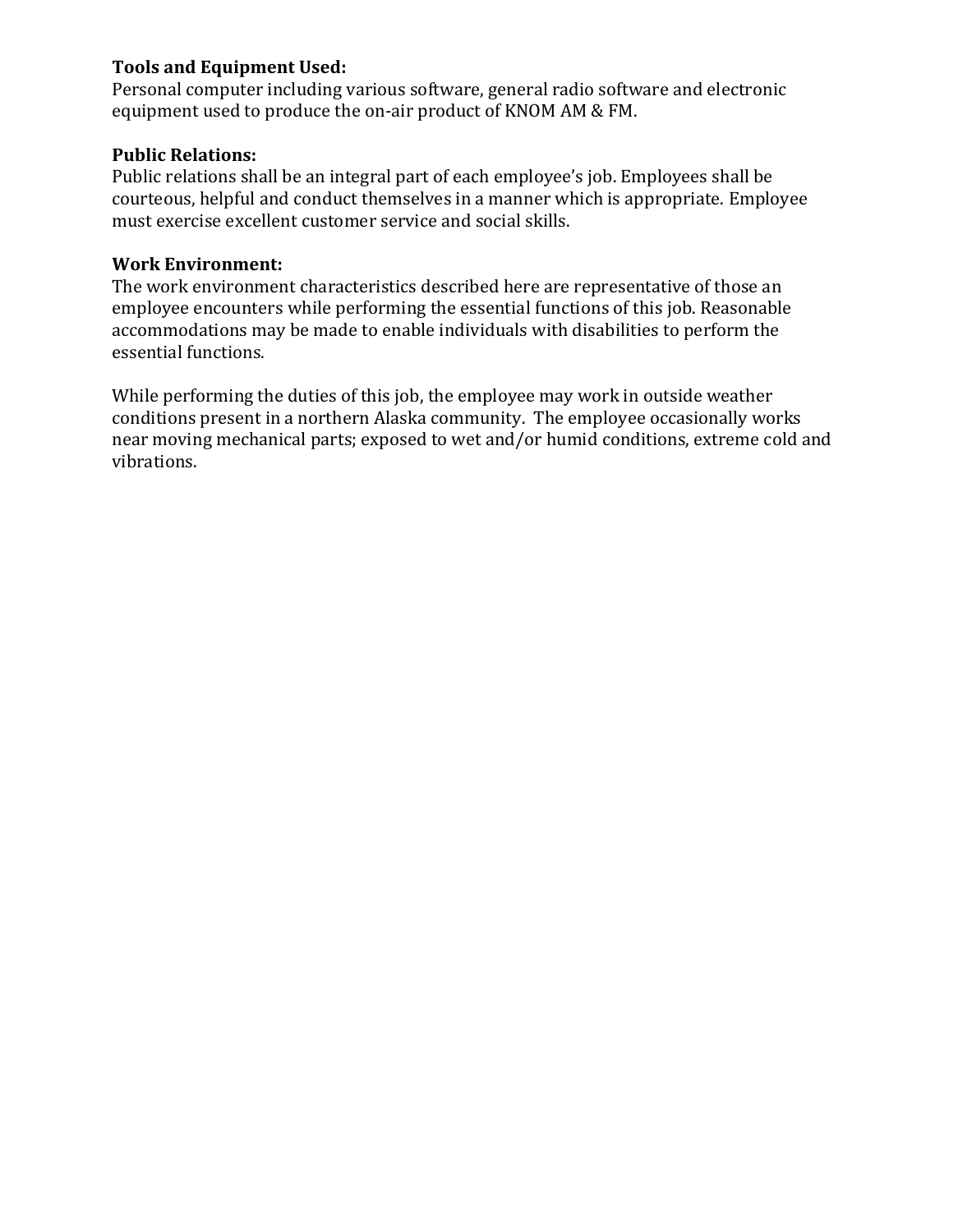**Tools and Equipment Used:**
Personal computer including various software, general radio software and electronic equipment used to produce the on-air product of KNOM AM & FM.

**Public Relations:**
Public relations shall be an integral part of each employee's job. Employees shall be courteous, helpful and conduct themselves in a manner which is appropriate. Employee must exercise excellent customer service and social skills.

**Work Environment:**
The work environment characteristics described here are representative of those an employee encounters while performing the essential functions of this job. Reasonable accommodations may be made to enable individuals with disabilities to perform the essential functions.

While performing the duties of this job, the employee may work in outside weather conditions present in a northern Alaska community. The employee occasionally works near moving mechanical parts; exposed to wet and/or humid conditions, extreme cold and vibrations.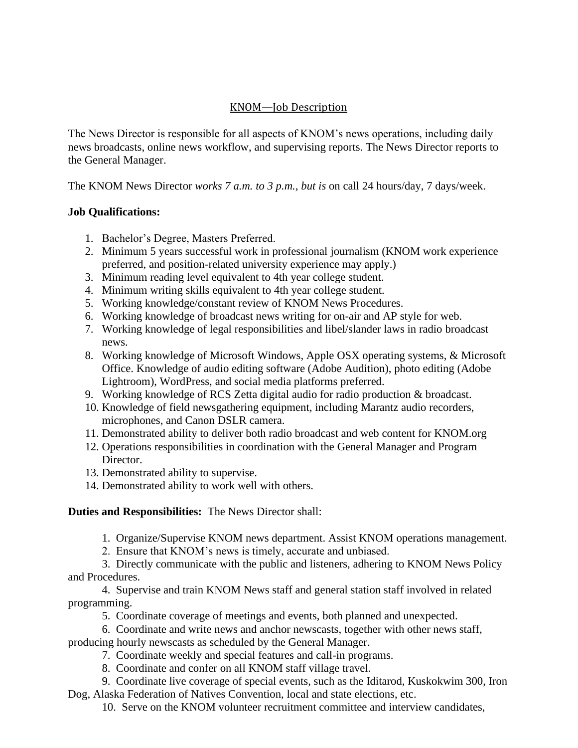<u>KNOM—Job Description</u>

The News Director is responsible for all aspects of KNOM's news operations, including daily news broadcasts, online news workflow, and supervising reports. The News Director reports to the General Manager.

The KNOM News Director *works 7 a.m. to 3 p.m., but is* on call 24 hours/day, 7 days/week.

**Job Qualifications:**

1. Bachelor's Degree, Masters Preferred.
2. Minimum 5 years successful work in professional journalism (KNOM work experience preferred, and position-related university experience may apply.)
3. Minimum reading level equivalent to 4th year college student.
4. Minimum writing skills equivalent to 4th year college student.
5. Working knowledge/constant review of KNOM News Procedures.
6. Working knowledge of broadcast news writing for on-air and AP style for web.
7. Working knowledge of legal responsibilities and libel/slander laws in radio broadcast news.
8. Working knowledge of Microsoft Windows, Apple OSX operating systems, & Microsoft Office. Knowledge of audio editing software (Adobe Audition), photo editing (Adobe Lightroom), WordPress, and social media platforms preferred.
9. Working knowledge of RCS Zetta digital audio for radio production & broadcast.
10. Knowledge of field newsgathering equipment, including Marantz audio recorders, microphones, and Canon DSLR camera.
11. Demonstrated ability to deliver both radio broadcast and web content for KNOM.org
12. Operations responsibilities in coordination with the General Manager and Program Director.
13. Demonstrated ability to supervise.
14. Demonstrated ability to work well with others.

**Duties and Responsibilities:** The News Director shall:

1. Organize/Supervise KNOM news department. Assist KNOM operations management.
2. Ensure that KNOM's news is timely, accurate and unbiased.
3. Directly communicate with the public and listeners, adhering to KNOM News Policy and Procedures.
4. Supervise and train KNOM News staff and general station staff involved in related programming.
5. Coordinate coverage of meetings and events, both planned and unexpected.
6. Coordinate and write news and anchor newscasts, together with other news staff, producing hourly newscasts as scheduled by the General Manager.
7. Coordinate weekly and special features and call-in programs.
8. Coordinate and confer on all KNOM staff village travel.
9. Coordinate live coverage of special events, such as the Iditarod, Kuskokwim 300, Iron Dog, Alaska Federation of Natives Convention, local and state elections, etc.
10. Serve on the KNOM volunteer recruitment committee and interview candidates,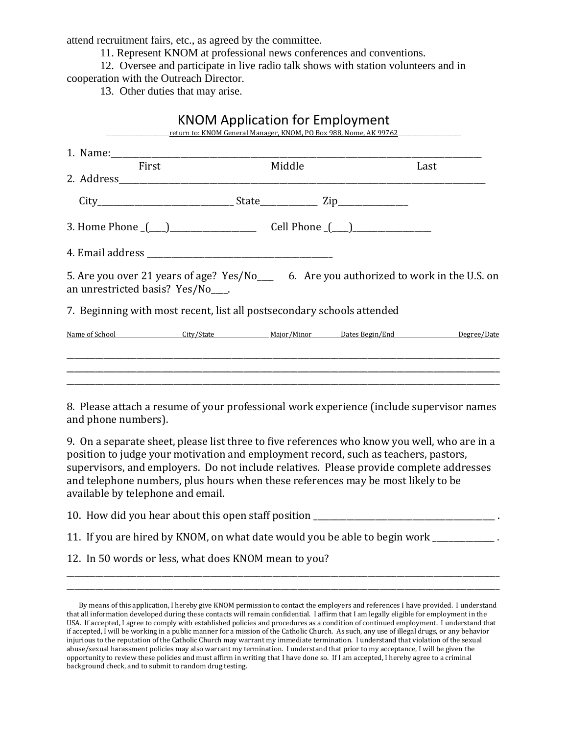attend recruitment fairs, etc., as agreed by the committee.

11. Represent KNOM at professional news conferences and conventions.

12. Oversee and participate in live radio talk shows with station volunteers and in cooperation with the Outreach Director.

13. Other duties that may arise.

# KNOM Application for Employment

return to: KNOM General Manager, KNOM, PO Box 988, Nome, AK 99762

1. Name:______________________________________________________________
   First Middle Last

2. Address______________________________________________________________

   City__________________ State________ Zip__________

3. Home Phone _(___)_____________ Cell Phone _(___)___________

4. Email address ___________________________

5. Are you over 21 years of age? Yes/No____ 6. Are you authorized to work in the U.S. on an unrestricted basis? Yes/No____.

7. Beginning with most recent, list all postsecondary schools attended

| Name of School | City/State | Major/Minor | Dates Begin/End | Degree/Date |
|---|---|---|---|---|
| | | | | |
| | | | | |
| | | | | |

8. Please attach a resume of your professional work experience (include supervisor names and phone numbers).

9. On a separate sheet, please list three to five references who know you well, who are in a position to judge your motivation and employment record, such as teachers, pastors, supervisors, and employers. Do not include relatives. Please provide complete addresses and telephone numbers, plus hours when these references may be most likely to be available by telephone and email.

10. How did you hear about this open staff position ___________________________ .

11. If you are hired by KNOM, on what date would you be able to begin work _________ .

12. In 50 words or less, what does KNOM mean to you?

______________________________________________________________________________

______________________________________________________________________________

By means of this application, I hereby give KNOM permission to contact the employers and references I have provided. I understand that all information developed during these contacts will remain confidential. I affirm that I am legally eligible for employment in the USA. If accepted, I agree to comply with established policies and procedures as a condition of continued employment. I understand that if accepted, I will be working in a public manner for a mission of the Catholic Church. As such, any use of illegal drugs, or any behavior injurious to the reputation of the Catholic Church may warrant my immediate termination. I understand that violation of the sexual abuse/sexual harassment policies may also warrant my termination. I understand that prior to my acceptance, I will be given the opportunity to review these policies and must affirm in writing that I have done so. If I am accepted, I hereby agree to a criminal background check, and to submit to random drug testing.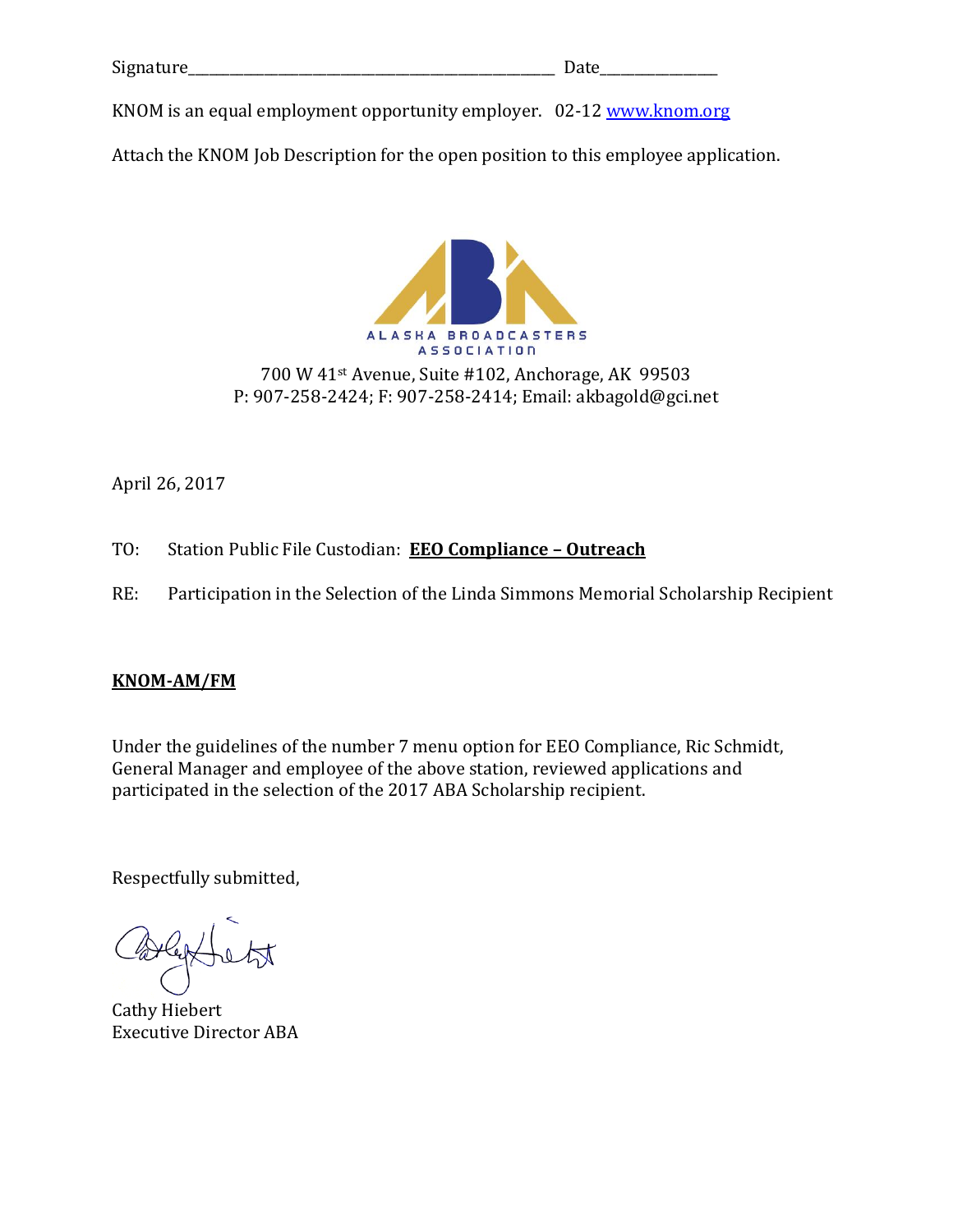Signature_______________________________________________ Date_______________

KNOM is an equal employment opportunity employer. 02-12 www.knom.org

Attach the KNOM Job Description for the open position to this employee application.

ALASKA BROADCASTERS ASSOCIATION

700 W 41st Avenue, Suite #102, Anchorage, AK 99503
P: 907-258-2424; F: 907-258-2414; Email: akbagold@gci.net

April 26, 2017

TO: Station Public File Custodian: **EEO Compliance – Outreach**

RE: Participation in the Selection of the Linda Simmons Memorial Scholarship Recipient

**KNOM-AM/FM**

Under the guidelines of the number 7 menu option for EEO Compliance, Ric Schmidt, General Manager and employee of the above station, reviewed applications and participated in the selection of the 2017 ABA Scholarship recipient.

Respectfully submitted,

Cathy Hiebert
Executive Director ABA